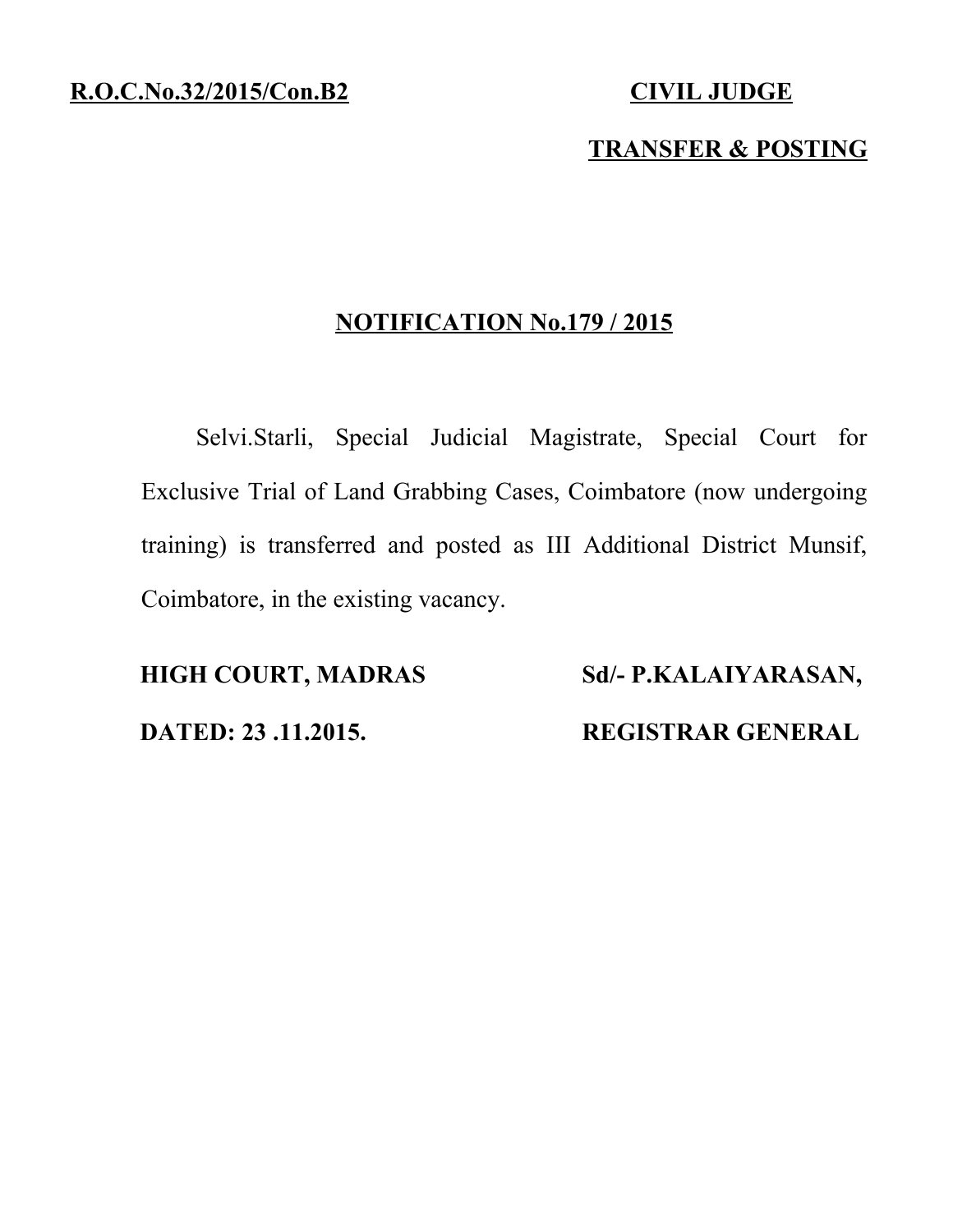**R.O.C.No.32/2015/Con.B2**

**CIVIL JUDGE**

**TRANSFER & POSTING**

## NOTIFICATION No.179 / 2015

Selvi.Starli, Special Judicial Magistrate, Special Court for Exclusive Trial of Land Grabbing Cases, Coimbatore (now undergoing training) is transferred and posted as III Additional District Munsif, Coimbatore, in the existing vacancy.

**HIGH COURT, MADRAS**

**DATED: 23 .11.2015.**

**Sd/- P.KALAIYARASAN,**

**REGISTRAR GENERAL**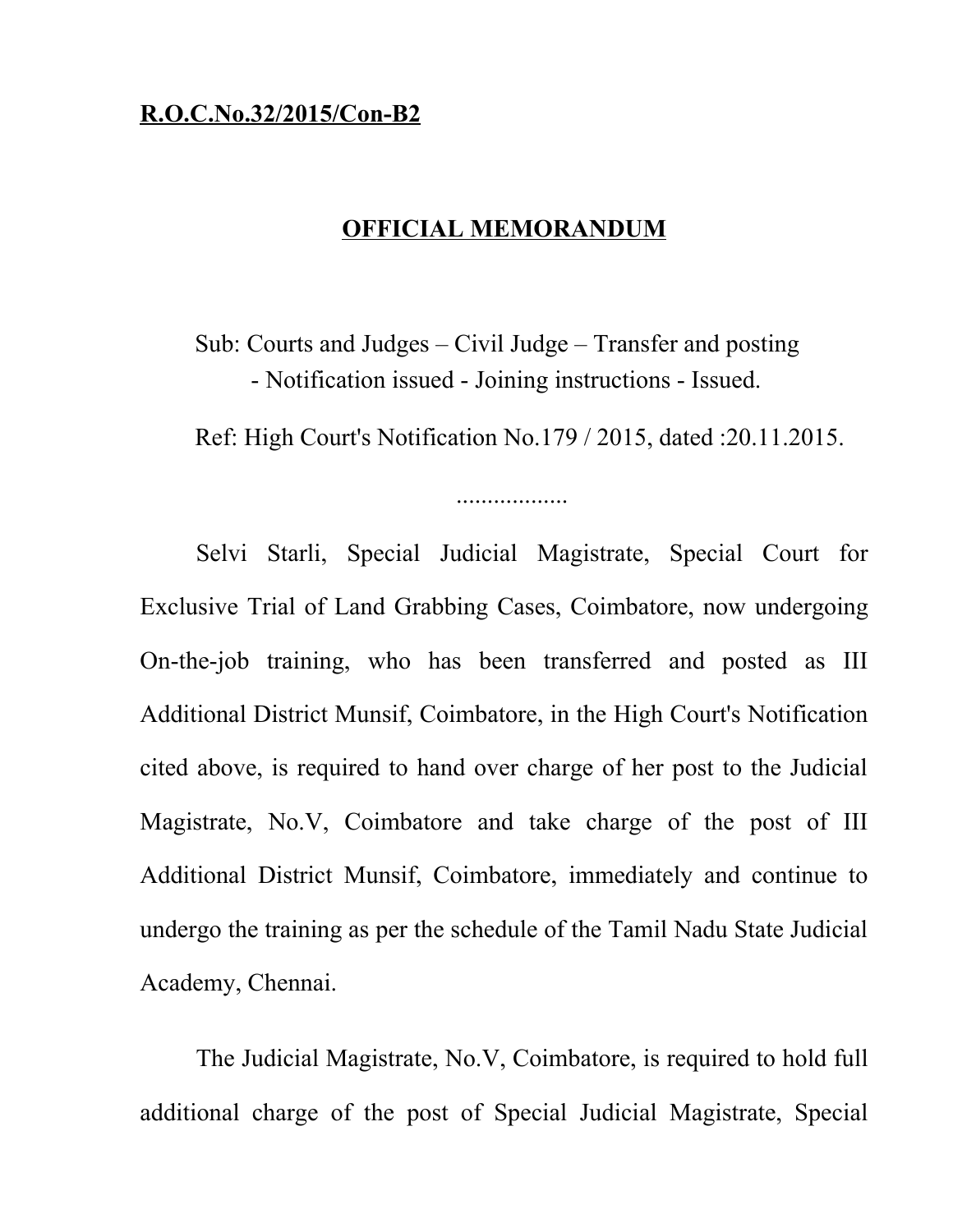**R.O.C.No.32/2015/Con-B2**

## **OFFICIAL MEMORANDUM**

Sub: Courts and Judges – Civil Judge – Transfer and posting - Notification issued - Joining instructions - Issued.

Ref: High Court's Notification No.179 / 2015, dated :20.11.2015.

..................

Selvi Starli, Special Judicial Magistrate, Special Court for Exclusive Trial of Land Grabbing Cases, Coimbatore, now undergoing On-the-job training, who has been transferred and posted as III Additional District Munsif, Coimbatore, in the High Court's Notification cited above, is required to hand over charge of her post to the Judicial Magistrate, No.V, Coimbatore and take charge of the post of III Additional District Munsif, Coimbatore, immediately and continue to undergo the training as per the schedule of the Tamil Nadu State Judicial Academy, Chennai.

The Judicial Magistrate, No.V, Coimbatore, is required to hold full additional charge of the post of Special Judicial Magistrate, Special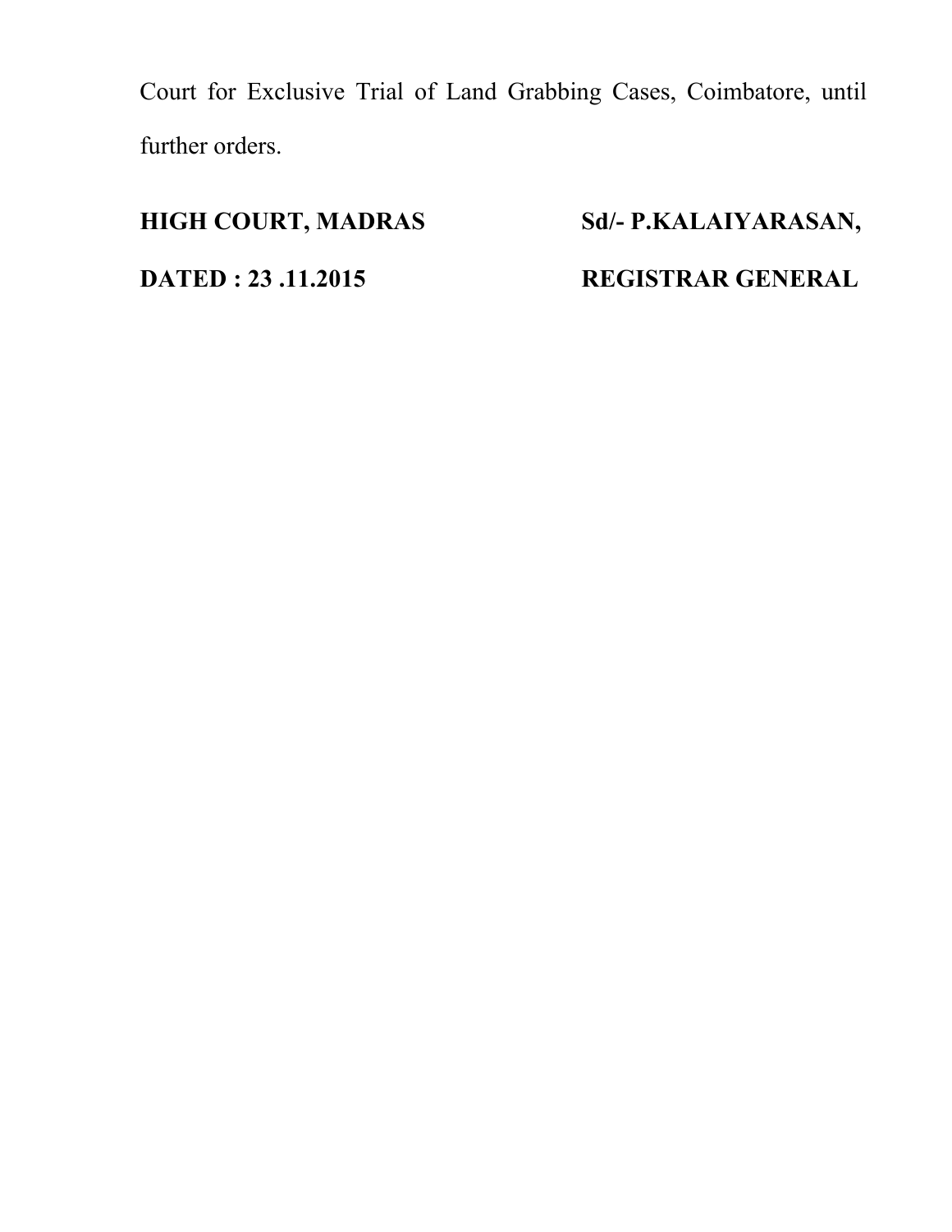Court for Exclusive Trial of Land Grabbing Cases, Coimbatore, until further orders.

**HIGH COURT, MADRAS** **Sd/- P.KALAIYARASAN,**

**DATED : 23 .11.2015** **REGISTRAR GENERAL**